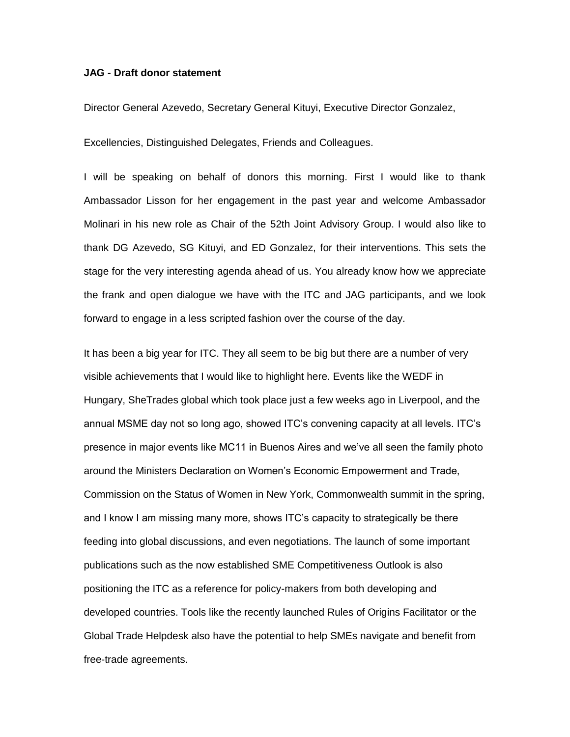**JAG - Draft donor statement**

Director General Azevedo, Secretary General Kituyi, Executive Director Gonzalez,

Excellencies, Distinguished Delegates, Friends and Colleagues.

I will be speaking on behalf of donors this morning. First I would like to thank Ambassador Lisson for her engagement in the past year and welcome Ambassador Molinari in his new role as Chair of the 52th Joint Advisory Group. I would also like to thank DG Azevedo, SG Kituyi, and ED Gonzalez, for their interventions. This sets the stage for the very interesting agenda ahead of us. You already know how we appreciate the frank and open dialogue we have with the ITC and JAG participants, and we look forward to engage in a less scripted fashion over the course of the day.

It has been a big year for ITC. They all seem to be big but there are a number of very visible achievements that I would like to highlight here. Events like the WEDF in Hungary, SheTrades global which took place just a few weeks ago in Liverpool, and the annual MSME day not so long ago, showed ITC's convening capacity at all levels. ITC's presence in major events like MC11 in Buenos Aires and we've all seen the family photo around the Ministers Declaration on Women's Economic Empowerment and Trade, Commission on the Status of Women in New York, Commonwealth summit in the spring, and I know I am missing many more, shows ITC's capacity to strategically be there feeding into global discussions, and even negotiations. The launch of some important publications such as the now established SME Competitiveness Outlook is also positioning the ITC as a reference for policy-makers from both developing and developed countries. Tools like the recently launched Rules of Origins Facilitator or the Global Trade Helpdesk also have the potential to help SMEs navigate and benefit from free-trade agreements.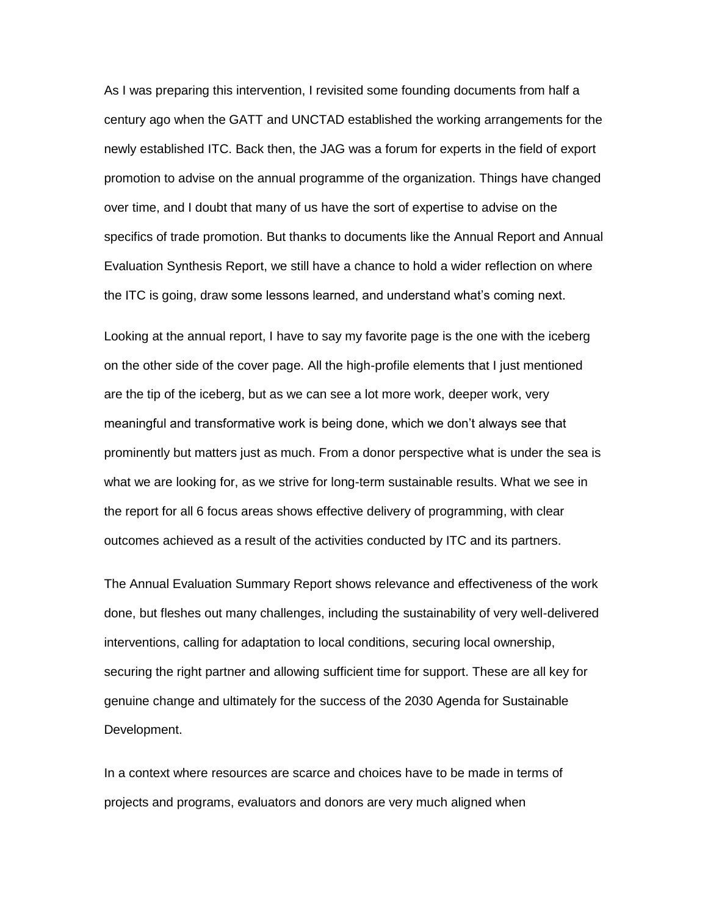As I was preparing this intervention, I revisited some founding documents from half a century ago when the GATT and UNCTAD established the working arrangements for the newly established ITC. Back then, the JAG was a forum for experts in the field of export promotion to advise on the annual programme of the organization. Things have changed over time, and I doubt that many of us have the sort of expertise to advise on the specifics of trade promotion. But thanks to documents like the Annual Report and Annual Evaluation Synthesis Report, we still have a chance to hold a wider reflection on where the ITC is going, draw some lessons learned, and understand what's coming next.

Looking at the annual report, I have to say my favorite page is the one with the iceberg on the other side of the cover page. All the high-profile elements that I just mentioned are the tip of the iceberg, but as we can see a lot more work, deeper work, very meaningful and transformative work is being done, which we don't always see that prominently but matters just as much. From a donor perspective what is under the sea is what we are looking for, as we strive for long-term sustainable results. What we see in the report for all 6 focus areas shows effective delivery of programming, with clear outcomes achieved as a result of the activities conducted by ITC and its partners.

The Annual Evaluation Summary Report shows relevance and effectiveness of the work done, but fleshes out many challenges, including the sustainability of very well-delivered interventions, calling for adaptation to local conditions, securing local ownership, securing the right partner and allowing sufficient time for support. These are all key for genuine change and ultimately for the success of the 2030 Agenda for Sustainable Development.

In a context where resources are scarce and choices have to be made in terms of projects and programs, evaluators and donors are very much aligned when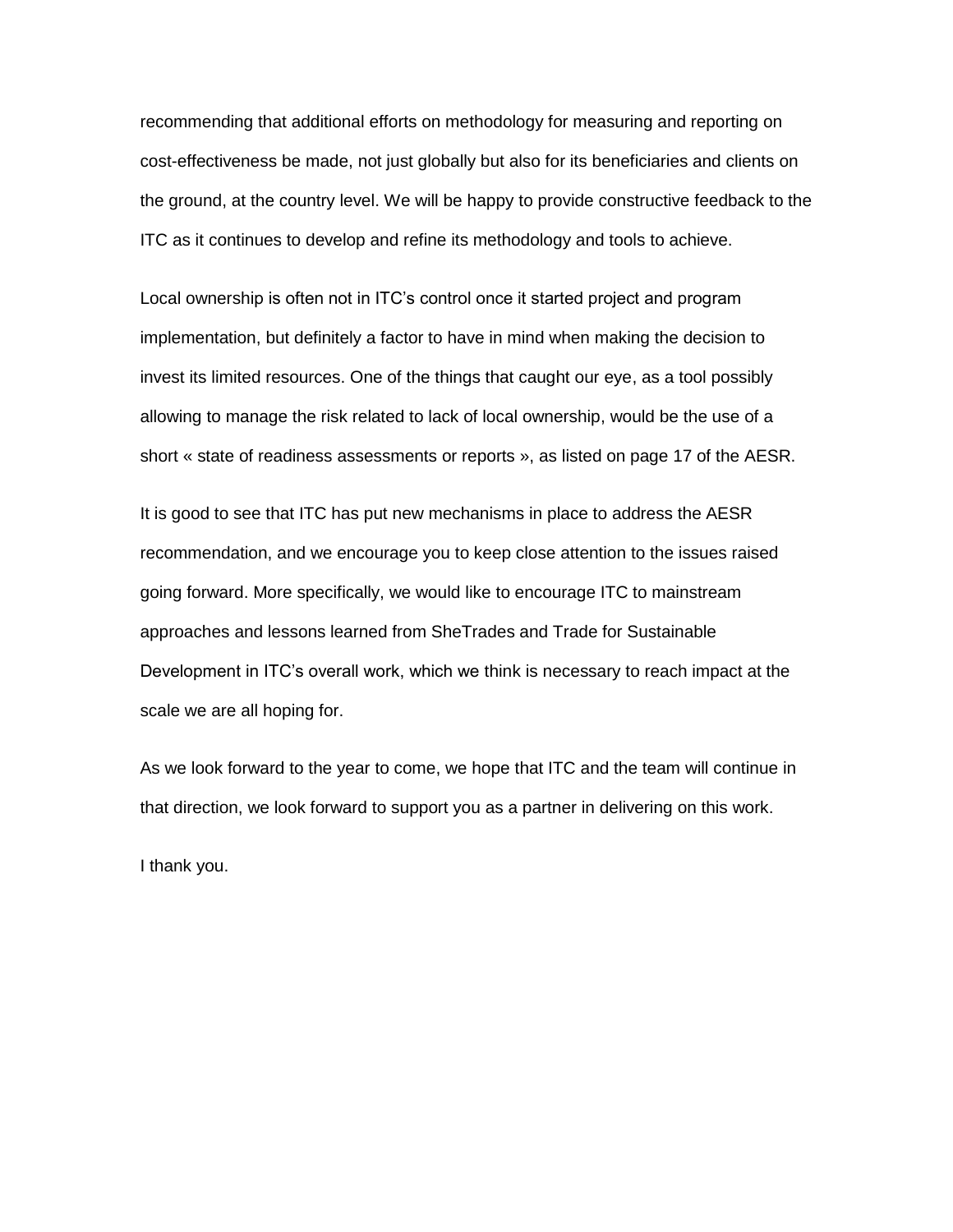recommending that additional efforts on methodology for measuring and reporting on cost-effectiveness be made, not just globally but also for its beneficiaries and clients on the ground, at the country level. We will be happy to provide constructive feedback to the ITC as it continues to develop and refine its methodology and tools to achieve.

Local ownership is often not in ITC's control once it started project and program implementation, but definitely a factor to have in mind when making the decision to invest its limited resources. One of the things that caught our eye, as a tool possibly allowing to manage the risk related to lack of local ownership, would be the use of a short « state of readiness assessments or reports », as listed on page 17 of the AESR.

It is good to see that ITC has put new mechanisms in place to address the AESR recommendation, and we encourage you to keep close attention to the issues raised going forward. More specifically, we would like to encourage ITC to mainstream approaches and lessons learned from SheTrades and Trade for Sustainable Development in ITC's overall work, which we think is necessary to reach impact at the scale we are all hoping for.

As we look forward to the year to come, we hope that ITC and the team will continue in that direction, we look forward to support you as a partner in delivering on this work.

I thank you.